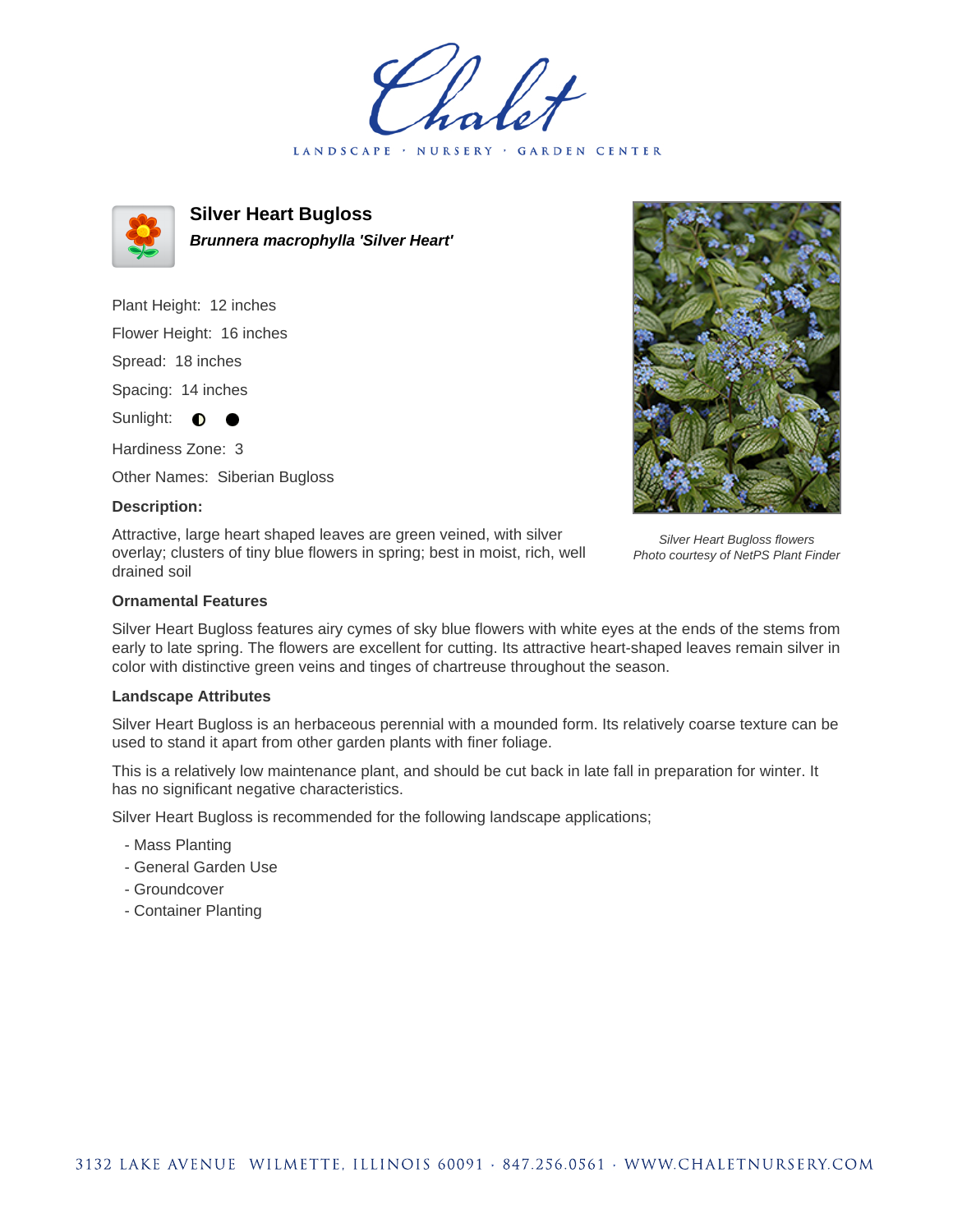# Chalet

LANDSCAPE · NURSERY · GARDEN CENTER

## Silver Heart Bugloss

***Brunnera macrophylla 'Silver Heart'***

Plant Height: 12 inches

Flower Height: 16 inches

Spread: 18 inches

Spacing: 14 inches

Sunlight: ◐ ●

Hardiness Zone: 3

Other Names: Siberian Bugloss

**Description:**

Attractive, large heart shaped leaves are green veined, with silver overlay; clusters of tiny blue flowers in spring; best in moist, rich, well drained soil

*Silver Heart Bugloss flowers*
*Photo courtesy of NetPS Plant Finder*

**Ornamental Features**

Silver Heart Bugloss features airy cymes of sky blue flowers with white eyes at the ends of the stems from early to late spring. The flowers are excellent for cutting. Its attractive heart-shaped leaves remain silver in color with distinctive green veins and tinges of chartreuse throughout the season.

**Landscape Attributes**

Silver Heart Bugloss is an herbaceous perennial with a mounded form. Its relatively coarse texture can be used to stand it apart from other garden plants with finer foliage.

This is a relatively low maintenance plant, and should be cut back in late fall in preparation for winter. It has no significant negative characteristics.

Silver Heart Bugloss is recommended for the following landscape applications;

- Mass Planting
- General Garden Use
- Groundcover
- Container Planting

3132 LAKE AVENUE WILMETTE, ILLINOIS 60091 · 847.256.0561 · WWW.CHALETNURSERY.COM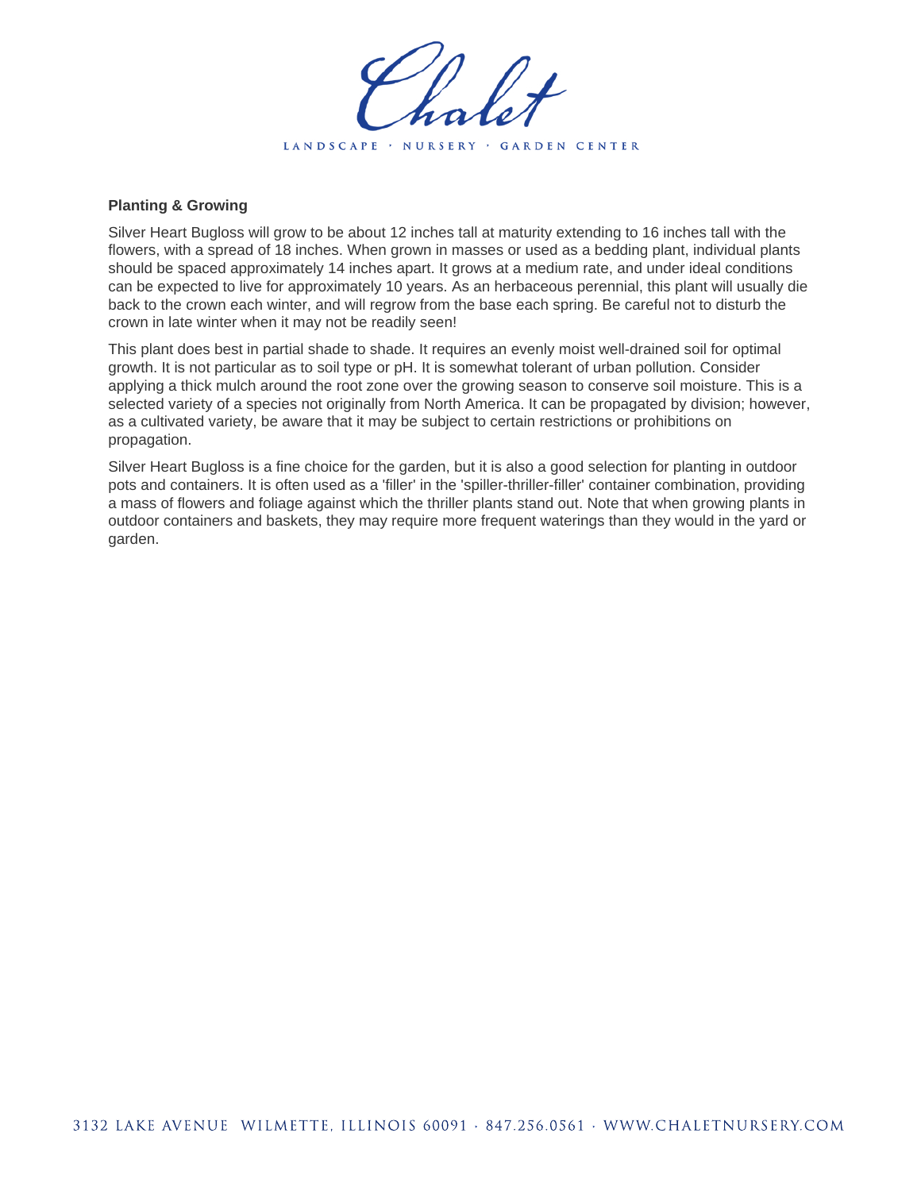### Planting & Growing

Silver Heart Bugloss will grow to be about 12 inches tall at maturity extending to 16 inches tall with the flowers, with a spread of 18 inches. When grown in masses or used as a bedding plant, individual plants should be spaced approximately 14 inches apart. It grows at a medium rate, and under ideal conditions can be expected to live for approximately 10 years. As an herbaceous perennial, this plant will usually die back to the crown each winter, and will regrow from the base each spring. Be careful not to disturb the crown in late winter when it may not be readily seen!

This plant does best in partial shade to shade. It requires an evenly moist well-drained soil for optimal growth. It is not particular as to soil type or pH. It is somewhat tolerant of urban pollution. Consider applying a thick mulch around the root zone over the growing season to conserve soil moisture. This is a selected variety of a species not originally from North America. It can be propagated by division; however, as a cultivated variety, be aware that it may be subject to certain restrictions or prohibitions on propagation.

Silver Heart Bugloss is a fine choice for the garden, but it is also a good selection for planting in outdoor pots and containers. It is often used as a 'filler' in the 'spiller-thriller-filler' container combination, providing a mass of flowers and foliage against which the thriller plants stand out. Note that when growing plants in outdoor containers and baskets, they may require more frequent waterings than they would in the yard or garden.